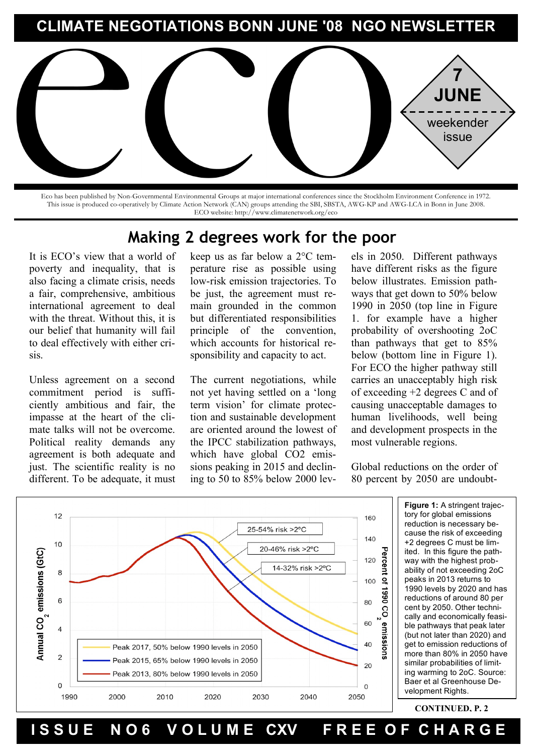# CLIMATE NEGOTIATIONS BONN JUNE '08 NGO NEWSLETTER

# eco

**7 JUNE**

weekender issue

Eco has been published by Non-Governmental Environmental Groups at major international conferences since the Stockholm Environment Conference in 1972. This issue is produced co-operatively by Climate Action Network (CAN) groups attending the SBI, SBSTA, AWG-KP and AWG-LCA in Bonn in June 2008. ECO website: http://www.climatenetwork.org/eco

## Making 2 degrees work for the poor

It is ECO's view that a world of poverty and inequality, that is also facing a climate crisis, needs a fair, comprehensive, ambitious international agreement to deal with the threat. Without this, it is our belief that humanity will fail to deal effectively with either crisis.

Unless agreement on a second commitment period is sufficiently ambitious and fair, the impasse at the heart of the climate talks will not be overcome. Political reality demands any agreement is both adequate and just. The scientific reality is no different. To be adequate, it must keep us as far below a 2°C temperature rise as possible using low-risk emission trajectories. To be just, the agreement must remain grounded in the common but differentiated responsibilities principle of the convention, which accounts for historical responsibility and capacity to act.

The current negotiations, while not yet having settled on a 'long term vision' for climate protection and sustainable development are oriented around the lowest of the IPCC stabilization pathways, which have global CO2 emissions peaking in 2015 and declining to 50 to 85% below 2000 levels in 2050. Different pathways have different risks as the figure below illustrates. Emission pathways that get down to 50% below 1990 in 2050 (top line in Figure 1. for example have a higher probability of overshooting 2oC than pathways that get to 85% below (bottom line in Figure 1). For ECO the higher pathway still carries an unacceptably high risk of exceeding +2 degrees C and of causing unacceptable damages to human livelihoods, well being and development prospects in the most vulnerable regions.

Global reductions on the order of 80 percent by 2050 are undoubt-

**Figure 1:** A stringent trajectory for global emissions reduction is necessary because the risk of exceeding +2 degrees C must be limited. In this figure the pathway with the highest probability of not exceeding 2oC peaks in 2013 returns to 1990 levels by 2020 and has reductions of around 80 per cent by 2050. Other technically and economically feasible pathways that peak later (but not later than 2020) and get to emission reductions of more than 80% in 2050 have similar probabilities of limiting warming to 2oC. Source: Baer et al Greenhouse Development Rights.

**CONTINUED, P. 2**

**ISSUE NO6 VOLUME CXV FREE OF CHARGE**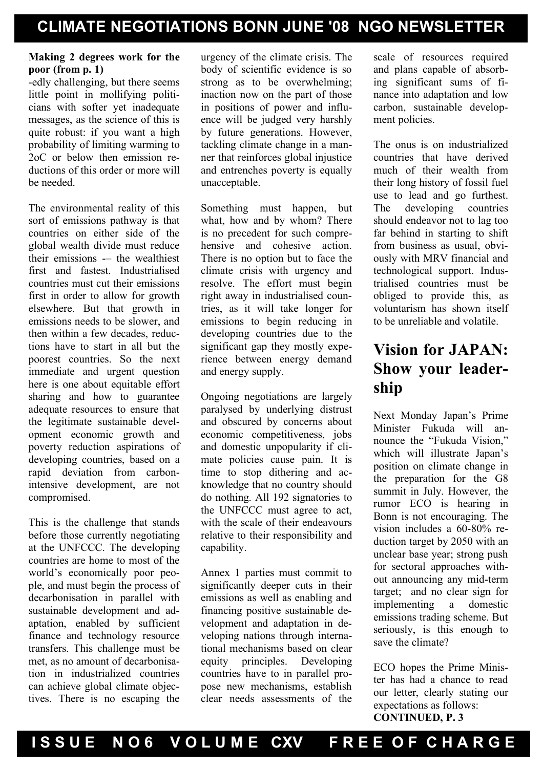**Making 2 degrees work for the poor (from p. 1)**

-edly challenging, but there seems little point in mollifying politicians with softer yet inadequate messages, as the science of this is quite robust: if you want a high probability of limiting warming to 2oC or below then emission reductions of this order or more will be needed.

The environmental reality of this sort of emissions pathway is that countries on either side of the global wealth divide must reduce their emissions -– the wealthiest first and fastest. Industrialised countries must cut their emissions first in order to allow for growth elsewhere. But that growth in emissions needs to be slower, and then within a few decades, reductions have to start in all but the poorest countries. So the next immediate and urgent question here is one about equitable effort sharing and how to guarantee adequate resources to ensure that the legitimate sustainable development economic growth and poverty reduction aspirations of developing countries, based on a rapid deviation from carbon-intensive development, are not compromised.

This is the challenge that stands before those currently negotiating at the UNFCCC. The developing countries are home to most of the world's economically poor people, and must begin the process of decarbonisation in parallel with sustainable development and adaptation, enabled by sufficient finance and technology resource transfers. This challenge must be met, as no amount of decarbonisation in industrialized countries can achieve global climate objectives. There is no escaping the urgency of the climate crisis. The body of scientific evidence is so strong as to be overwhelming; inaction now on the part of those in positions of power and influence will be judged very harshly by future generations. However, tackling climate change in a manner that reinforces global injustice and entrenches poverty is equally unacceptable.

Something must happen, but what, how and by whom? There is no precedent for such comprehensive and cohesive action. There is no option but to face the climate crisis with urgency and resolve. The effort must begin right away in industrialised countries, as it will take longer for emissions to begin reducing in developing countries due to the significant gap they mostly experience between energy demand and energy supply.

Ongoing negotiations are largely paralysed by underlying distrust and obscured by concerns about economic competitiveness, jobs and domestic unpopularity if climate policies cause pain. It is time to stop dithering and acknowledge that no country should do nothing. All 192 signatories to the UNFCCC must agree to act, with the scale of their endeavours relative to their responsibility and capability.

Annex 1 parties must commit to significantly deeper cuts in their emissions as well as enabling and financing positive sustainable development and adaptation in developing nations through international mechanisms based on clear equity principles. Developing countries have to in parallel propose new mechanisms, establish clear needs assessments of the scale of resources required and plans capable of absorbing significant sums of finance into adaptation and low carbon, sustainable development policies.

The onus is on industrialized countries that have derived much of their wealth from their long history of fossil fuel use to lead and go furthest. The developing countries should endeavor not to lag too far behind in starting to shift from business as usual, obviously with MRV financial and technological support. Industrialised countries must be obliged to provide this, as voluntarism has shown itself to be unreliable and volatile.

## Vision for JAPAN: Show your leadership

Next Monday Japan's Prime Minister Fukuda will announce the "Fukuda Vision," which will illustrate Japan's position on climate change in the preparation for the G8 summit in July. However, the rumor ECO is hearing in Bonn is not encouraging. The vision includes a 60-80% reduction target by 2050 with an unclear base year; strong push for sectoral approaches without announcing any mid-term target; and no clear sign for implementing a domestic emissions trading scheme. But seriously, is this enough to save the climate?

ECO hopes the Prime Minister has had a chance to read our letter, clearly stating our expectations as follows:

**CONTINUED, P. 3**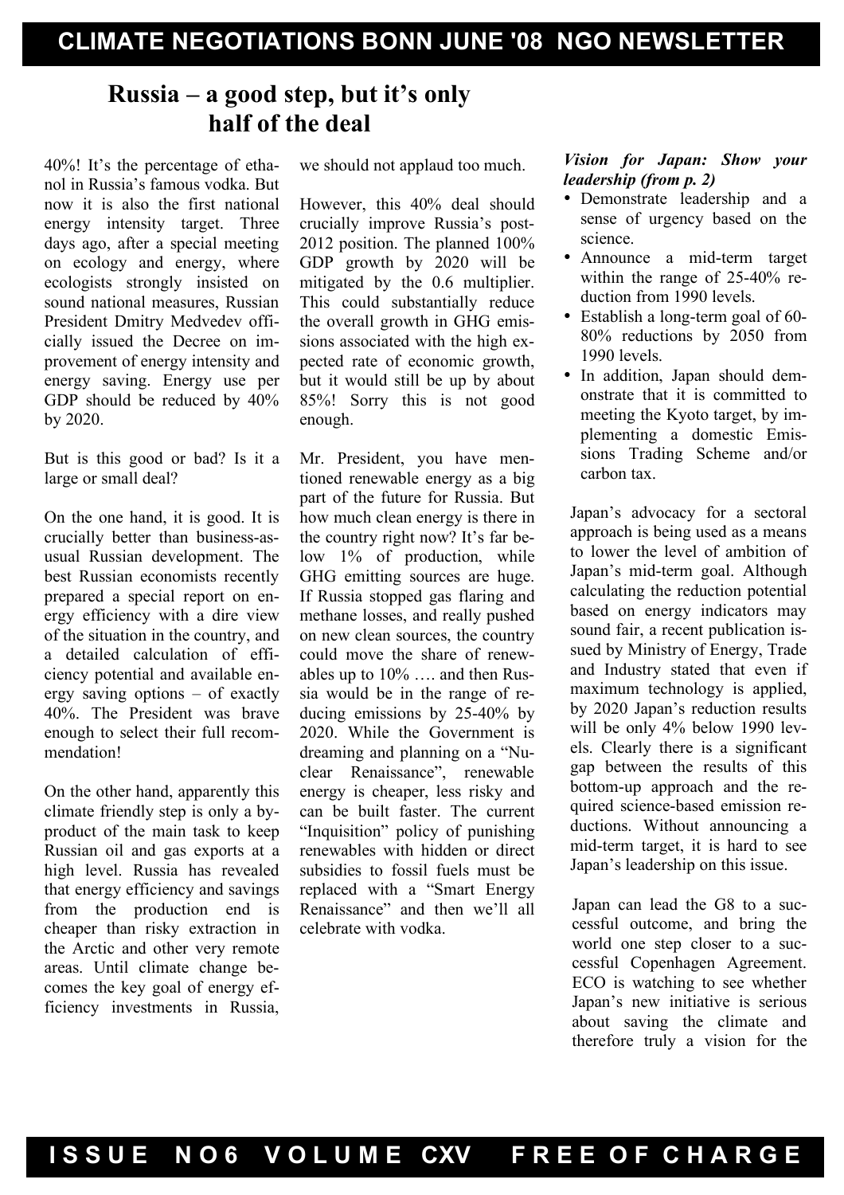# Russia – a good step, but it's only half of the deal

40%! It's the percentage of ethanol in Russia's famous vodka. But now it is also the first national energy intensity target. Three days ago, after a special meeting on ecology and energy, where ecologists strongly insisted on sound national measures, Russian President Dmitry Medvedev officially issued the Decree on improvement of energy intensity and energy saving. Energy use per GDP should be reduced by 40% by 2020.

But is this good or bad? Is it a large or small deal?

On the one hand, it is good. It is crucially better than business-as-usual Russian development. The best Russian economists recently prepared a special report on energy efficiency with a dire view of the situation in the country, and a detailed calculation of efficiency potential and available energy saving options – of exactly 40%. The President was brave enough to select their full recommendation!

On the other hand, apparently this climate friendly step is only a by-product of the main task to keep Russian oil and gas exports at a high level. Russia has revealed that energy efficiency and savings from the production end is cheaper than risky extraction in the Arctic and other very remote areas. Until climate change becomes the key goal of energy efficiency investments in Russia, we should not applaud too much.

However, this 40% deal should crucially improve Russia's post-2012 position. The planned 100% GDP growth by 2020 will be mitigated by the 0.6 multiplier. This could substantially reduce the overall growth in GHG emissions associated with the high expected rate of economic growth, but it would still be up by about 85%! Sorry this is not good enough.

Mr. President, you have mentioned renewable energy as a big part of the future for Russia. But how much clean energy is there in the country right now? It's far below 1% of production, while GHG emitting sources are huge. If Russia stopped gas flaring and methane losses, and really pushed on new clean sources, the country could move the share of renewables up to 10% …. and then Russia would be in the range of reducing emissions by 25-40% by 2020. While the Government is dreaming and planning on a "Nuclear Renaissance", renewable energy is cheaper, less risky and can be built faster. The current "Inquisition" policy of punishing renewables with hidden or direct subsidies to fossil fuels must be replaced with a "Smart Energy Renaissance" and then we'll all celebrate with vodka.

***Vision for Japan: Show your leadership (from p. 2)***

- Demonstrate leadership and a sense of urgency based on the science.
- Announce a mid-term target within the range of 25-40% reduction from 1990 levels.
- Establish a long-term goal of 60-80% reductions by 2050 from 1990 levels.
- In addition, Japan should demonstrate that it is committed to meeting the Kyoto target, by implementing a domestic Emissions Trading Scheme and/or carbon tax.

Japan's advocacy for a sectoral approach is being used as a means to lower the level of ambition of Japan's mid-term goal. Although calculating the reduction potential based on energy indicators may sound fair, a recent publication issued by Ministry of Energy, Trade and Industry stated that even if maximum technology is applied, by 2020 Japan's reduction results will be only 4% below 1990 levels. Clearly there is a significant gap between the results of this bottom-up approach and the required science-based emission reductions. Without announcing a mid-term target, it is hard to see Japan's leadership on this issue.

Japan can lead the G8 to a successful outcome, and bring the world one step closer to a successful Copenhagen Agreement. ECO is watching to see whether Japan's new initiative is serious about saving the climate and therefore truly a vision for the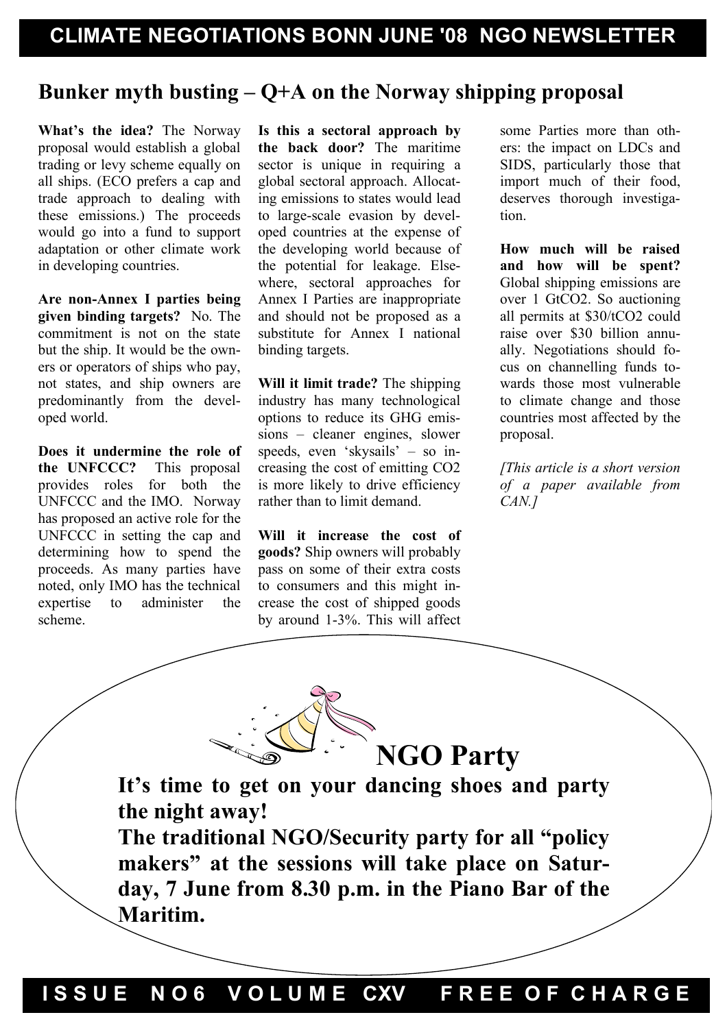## Bunker myth busting – Q+A on the Norway shipping proposal

**What's the idea?** The Norway proposal would establish a global trading or levy scheme equally on all ships. (ECO prefers a cap and trade approach to dealing with these emissions.) The proceeds would go into a fund to support adaptation or other climate work in developing countries.

**Are non-Annex I parties being given binding targets?** No. The commitment is not on the state but the ship. It would be the owners or operators of ships who pay, not states, and ship owners are predominantly from the developed world.

**Does it undermine the role of the UNFCCC?** This proposal provides roles for both the UNFCCC and the IMO. Norway has proposed an active role for the UNFCCC in setting the cap and determining how to spend the proceeds. As many parties have noted, only IMO has the technical expertise to administer the scheme.

**Is this a sectoral approach by the back door?** The maritime sector is unique in requiring a global sectoral approach. Allocating emissions to states would lead to large-scale evasion by developed countries at the expense of the developing world because of the potential for leakage. Elsewhere, sectoral approaches for Annex I Parties are inappropriate and should not be proposed as a substitute for Annex I national binding targets.

**Will it limit trade?** The shipping industry has many technological options to reduce its GHG emissions – cleaner engines, slower speeds, even 'skysails' – so increasing the cost of emitting CO2 is more likely to drive efficiency rather than to limit demand.

**Will it increase the cost of goods?** Ship owners will probably pass on some of their extra costs to consumers and this might increase the cost of shipped goods by around 1-3%. This will affect some Parties more than others: the impact on LDCs and SIDS, particularly those that import much of their food, deserves thorough investigation.

**How much will be raised and how will be spent?** Global shipping emissions are over 1 GtCO2. So auctioning all permits at $30/tCO2 could raise over $30 billion annually. Negotiations should focus on channelling funds towards those most vulnerable to climate change and those countries most affected by the proposal.

*[This article is a short version of a paper available from CAN.]*

## NGO Party

**It's time to get on your dancing shoes and party the night away!**

**The traditional NGO/Security party for all "policy makers" at the sessions will take place on Saturday, 7 June from 8.30 p.m. in the Piano Bar of the Maritim.**